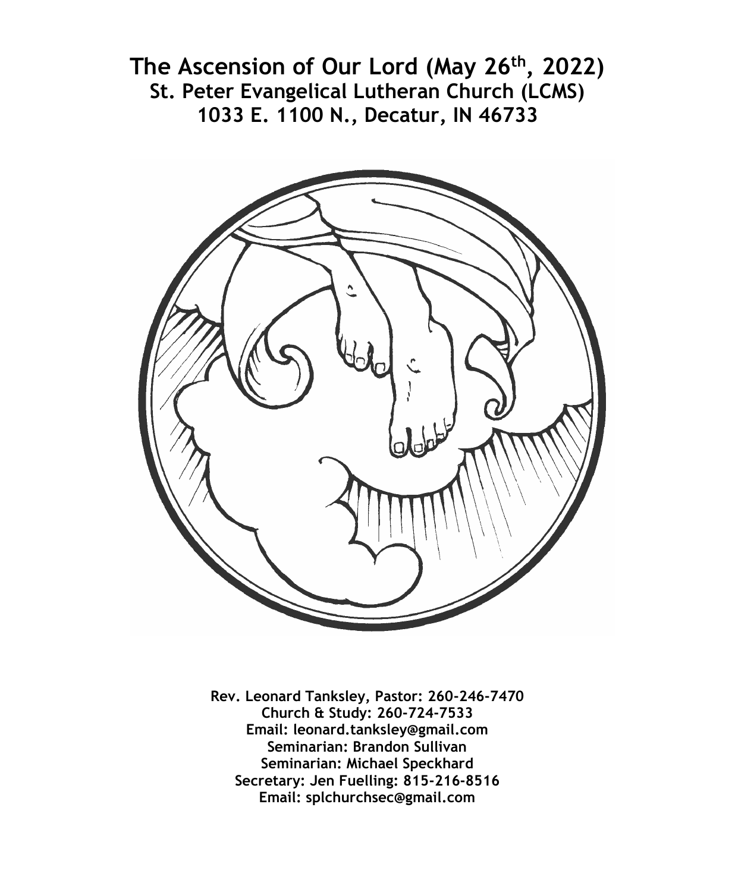# The Ascension of Our Lord (May 26th, 2022)

## St. Peter Evangelical Lutheran Church (LCMS)

## 1033 E. 1100 N., Decatur, IN 46733

**Rev. Leonard Tanksley, Pastor: 260-246-7470**
**Church & Study: 260-724-7533**
**Email: leonard.tanksley@gmail.com**
**Seminarian: Brandon Sullivan**
**Seminarian: Michael Speckhard**
**Secretary: Jen Fuelling: 815-216-8516**
**Email: splchurchsec@gmail.com**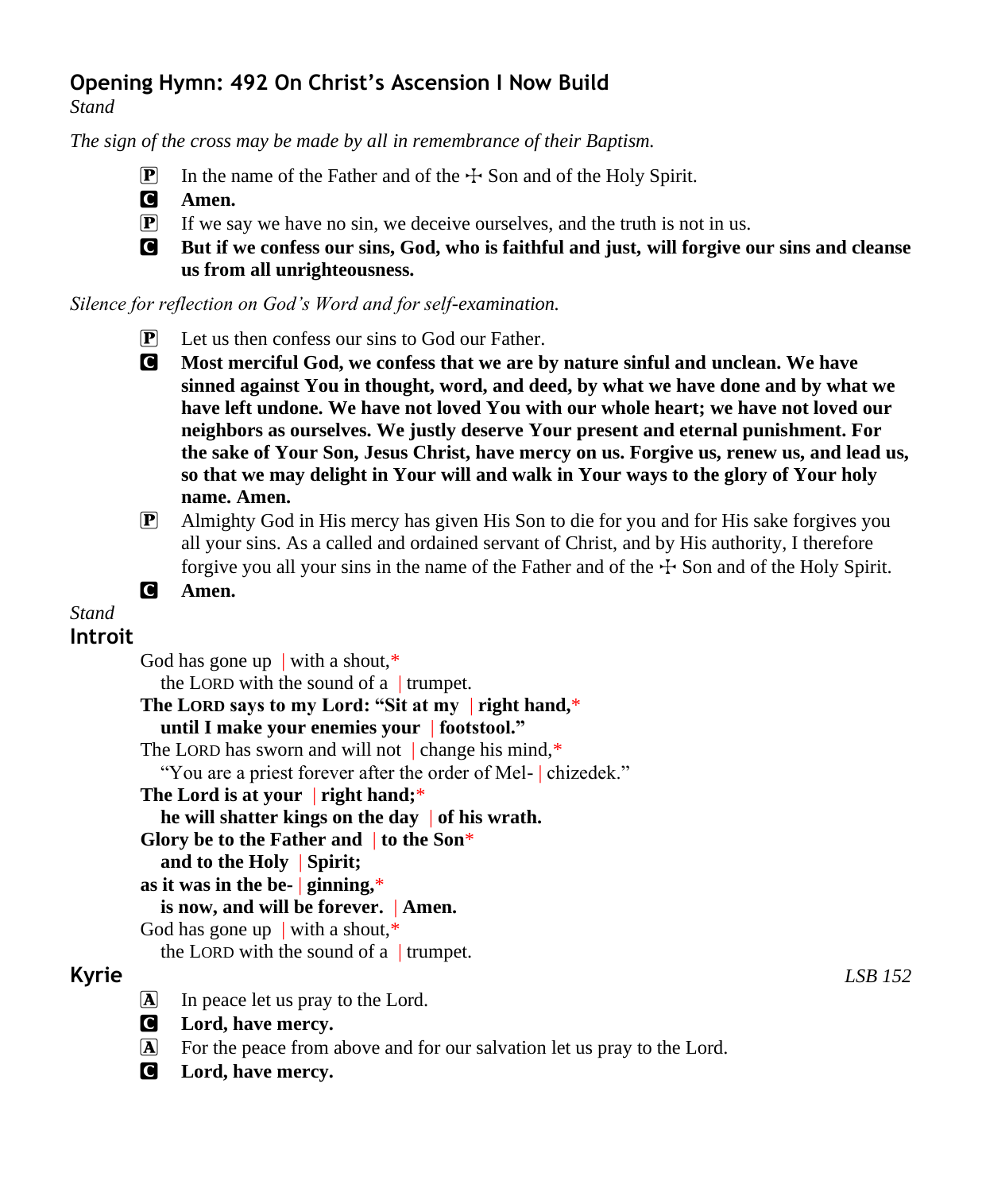## Opening Hymn: 492 On Christ's Ascension I Now Build

*Stand*

*The sign of the cross may be made by all in remembrance of their Baptism.*

P In the name of the Father and of the ☩ Son and of the Holy Spirit.

C **Amen.**

P If we say we have no sin, we deceive ourselves, and the truth is not in us.

C **But if we confess our sins, God, who is faithful and just, will forgive our sins and cleanse us from all unrighteousness.**

*Silence for reflection on God's Word and for self-examination.*

P Let us then confess our sins to God our Father.

C **Most merciful God, we confess that we are by nature sinful and unclean. We have sinned against You in thought, word, and deed, by what we have done and by what we have left undone. We have not loved You with our whole heart; we have not loved our neighbors as ourselves. We justly deserve Your present and eternal punishment. For the sake of Your Son, Jesus Christ, have mercy on us. Forgive us, renew us, and lead us, so that we may delight in Your will and walk in Your ways to the glory of Your holy name. Amen.**

P Almighty God in His mercy has given His Son to die for you and for His sake forgives you all your sins. As a called and ordained servant of Christ, and by His authority, I therefore forgive you all your sins in the name of the Father and of the ☩ Son and of the Holy Spirit.

C **Amen.**

*Stand*

## Introit

God has gone up | with a shout,*
  the LORD with the sound of a | trumpet.

**The LORD says to my Lord: "Sit at my | right hand,***
  **until I make your enemies your | footstool."**

The LORD has sworn and will not | change his mind,*
  "You are a priest forever after the order of Mel- | chizedek."

**The Lord is at your | right hand;***
  **he will shatter kings on the day | of his wrath.**

**Glory be to the Father and | to the Son***
  **and to the Holy | Spirit;**

**as it was in the be- | ginning,***
  **is now, and will be forever. | Amen.**

God has gone up | with a shout,*
  the LORD with the sound of a | trumpet.

## Kyrie

*LSB 152*

A In peace let us pray to the Lord.

C **Lord, have mercy.**

A For the peace from above and for our salvation let us pray to the Lord.

C **Lord, have mercy.**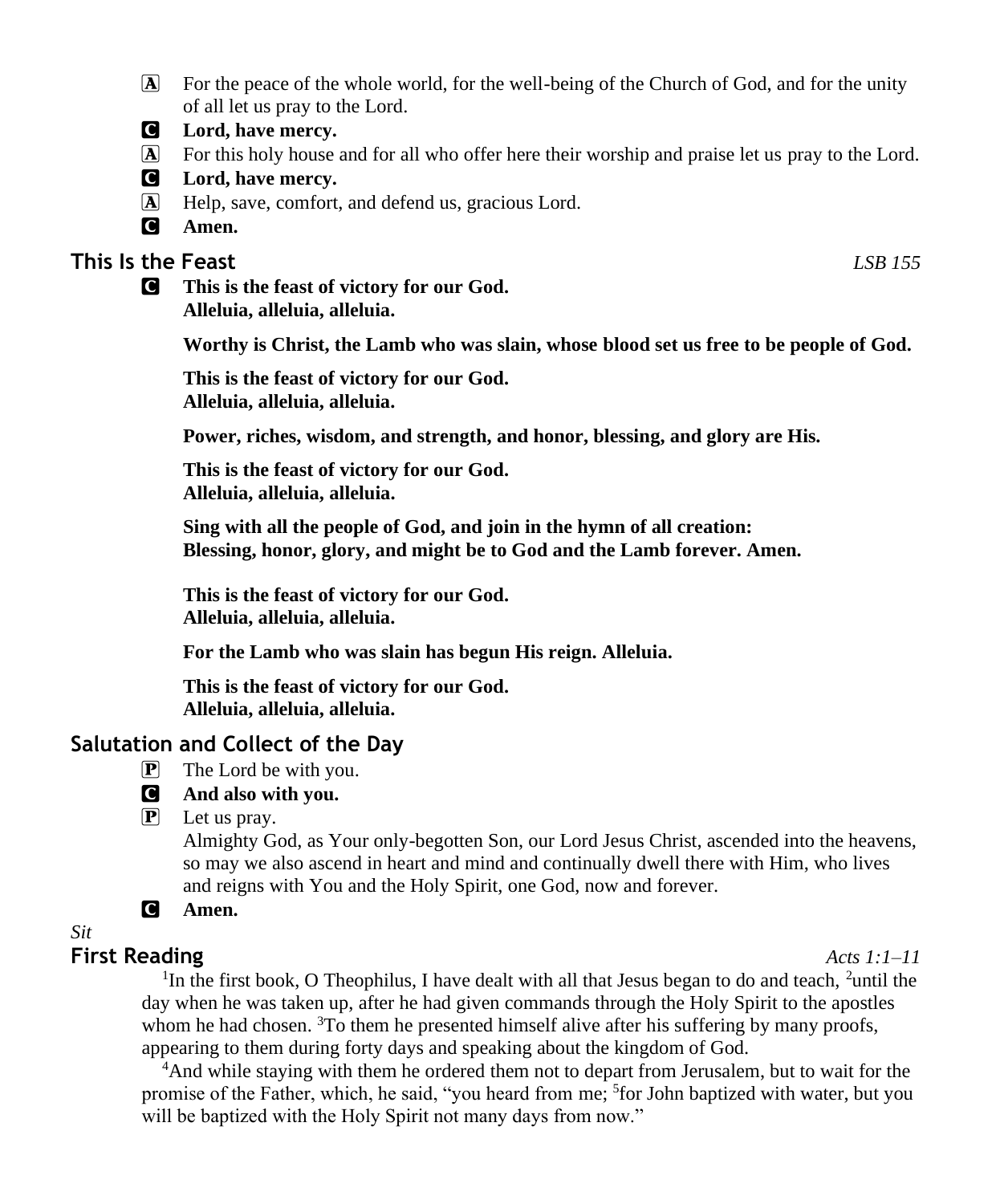A For the peace of the whole world, for the well-being of the Church of God, and for the unity of all let us pray to the Lord.

C **Lord, have mercy.**

A For this holy house and for all who offer here their worship and praise let us pray to the Lord.

C **Lord, have mercy.**

A Help, save, comfort, and defend us, gracious Lord.

C **Amen.**

## This Is the Feast *LSB 155*

C **This is the feast of victory for our God.
Alleluia, alleluia, alleluia.**

**Worthy is Christ, the Lamb who was slain, whose blood set us free to be people of God.**

**This is the feast of victory for our God.
Alleluia, alleluia, alleluia.**

**Power, riches, wisdom, and strength, and honor, blessing, and glory are His.**

**This is the feast of victory for our God.
Alleluia, alleluia, alleluia.**

**Sing with all the people of God, and join in the hymn of all creation:
Blessing, honor, glory, and might be to God and the Lamb forever. Amen.**

**This is the feast of victory for our God.
Alleluia, alleluia, alleluia.**

**For the Lamb who was slain has begun His reign. Alleluia.**

**This is the feast of victory for our God.
Alleluia, alleluia, alleluia.**

## Salutation and Collect of the Day

P The Lord be with you.

C **And also with you.**

P Let us pray.
Almighty God, as Your only-begotten Son, our Lord Jesus Christ, ascended into the heavens, so may we also ascend in heart and mind and continually dwell there with Him, who lives and reigns with You and the Holy Spirit, one God, now and forever.

C **Amen.**

*Sit*

## First Reading *Acts 1:1–11*

[1]In the first book, O Theophilus, I have dealt with all that Jesus began to do and teach, [2]until the day when he was taken up, after he had given commands through the Holy Spirit to the apostles whom he had chosen. [3]To them he presented himself alive after his suffering by many proofs, appearing to them during forty days and speaking about the kingdom of God.

[4]And while staying with them he ordered them not to depart from Jerusalem, but to wait for the promise of the Father, which, he said, "you heard from me; [5]for John baptized with water, but you will be baptized with the Holy Spirit not many days from now."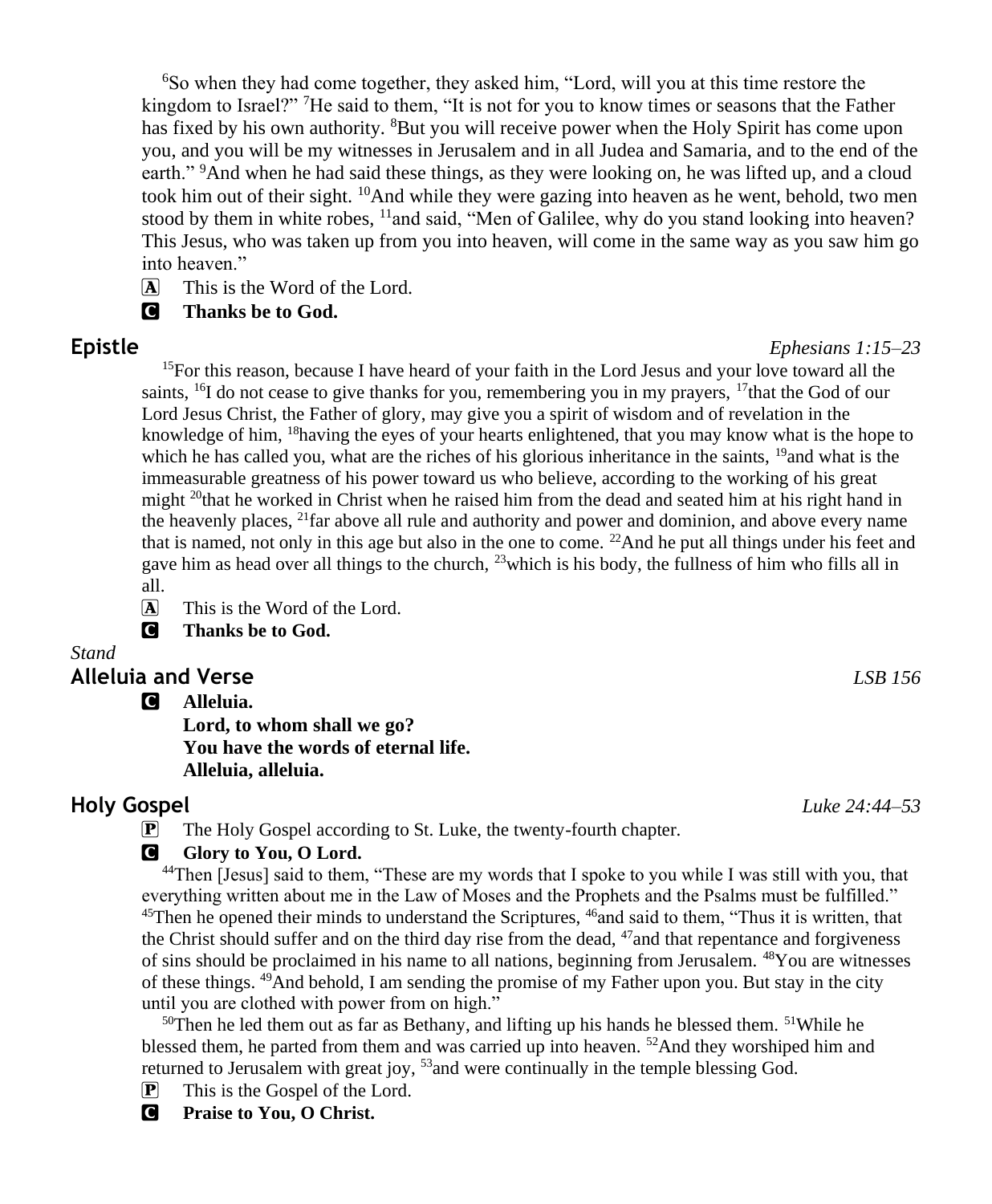[6]So when they had come together, they asked him, "Lord, will you at this time restore the kingdom to Israel?" [7]He said to them, "It is not for you to know times or seasons that the Father has fixed by his own authority. [8]But you will receive power when the Holy Spirit has come upon you, and you will be my witnesses in Jerusalem and in all Judea and Samaria, and to the end of the earth." [9]And when he had said these things, as they were looking on, he was lifted up, and a cloud took him out of their sight. [10]And while they were gazing into heaven as he went, behold, two men stood by them in white robes, [11]and said, "Men of Galilee, why do you stand looking into heaven? This Jesus, who was taken up from you into heaven, will come in the same way as you saw him go into heaven."

A This is the Word of the Lord.

C **Thanks be to God.**

## Epistle *Ephesians 1:15–23*

[15]For this reason, because I have heard of your faith in the Lord Jesus and your love toward all the saints, [16]I do not cease to give thanks for you, remembering you in my prayers, [17]that the God of our Lord Jesus Christ, the Father of glory, may give you a spirit of wisdom and of revelation in the knowledge of him, [18]having the eyes of your hearts enlightened, that you may know what is the hope to which he has called you, what are the riches of his glorious inheritance in the saints, [19]and what is the immeasurable greatness of his power toward us who believe, according to the working of his great might [20]that he worked in Christ when he raised him from the dead and seated him at his right hand in the heavenly places, [21]far above all rule and authority and power and dominion, and above every name that is named, not only in this age but also in the one to come. [22]And he put all things under his feet and gave him as head over all things to the church, [23]which is his body, the fullness of him who fills all in all.

A This is the Word of the Lord.

C **Thanks be to God.**

*Stand*

## Alleluia and Verse *LSB 156*

C **Alleluia.**
**Lord, to whom shall we go?**
**You have the words of eternal life.**
**Alleluia, alleluia.**

## Holy Gospel *Luke 24:44–53*

P The Holy Gospel according to St. Luke, the twenty-fourth chapter.

C **Glory to You, O Lord.**

[44]Then [Jesus] said to them, "These are my words that I spoke to you while I was still with you, that everything written about me in the Law of Moses and the Prophets and the Psalms must be fulfilled." [45]Then he opened their minds to understand the Scriptures, [46]and said to them, "Thus it is written, that the Christ should suffer and on the third day rise from the dead, [47]and that repentance and forgiveness of sins should be proclaimed in his name to all nations, beginning from Jerusalem. [48]You are witnesses of these things. [49]And behold, I am sending the promise of my Father upon you. But stay in the city until you are clothed with power from on high."

[50]Then he led them out as far as Bethany, and lifting up his hands he blessed them. [51]While he blessed them, he parted from them and was carried up into heaven. [52]And they worshiped him and returned to Jerusalem with great joy, [53]and were continually in the temple blessing God.

P This is the Gospel of the Lord.

C **Praise to You, O Christ.**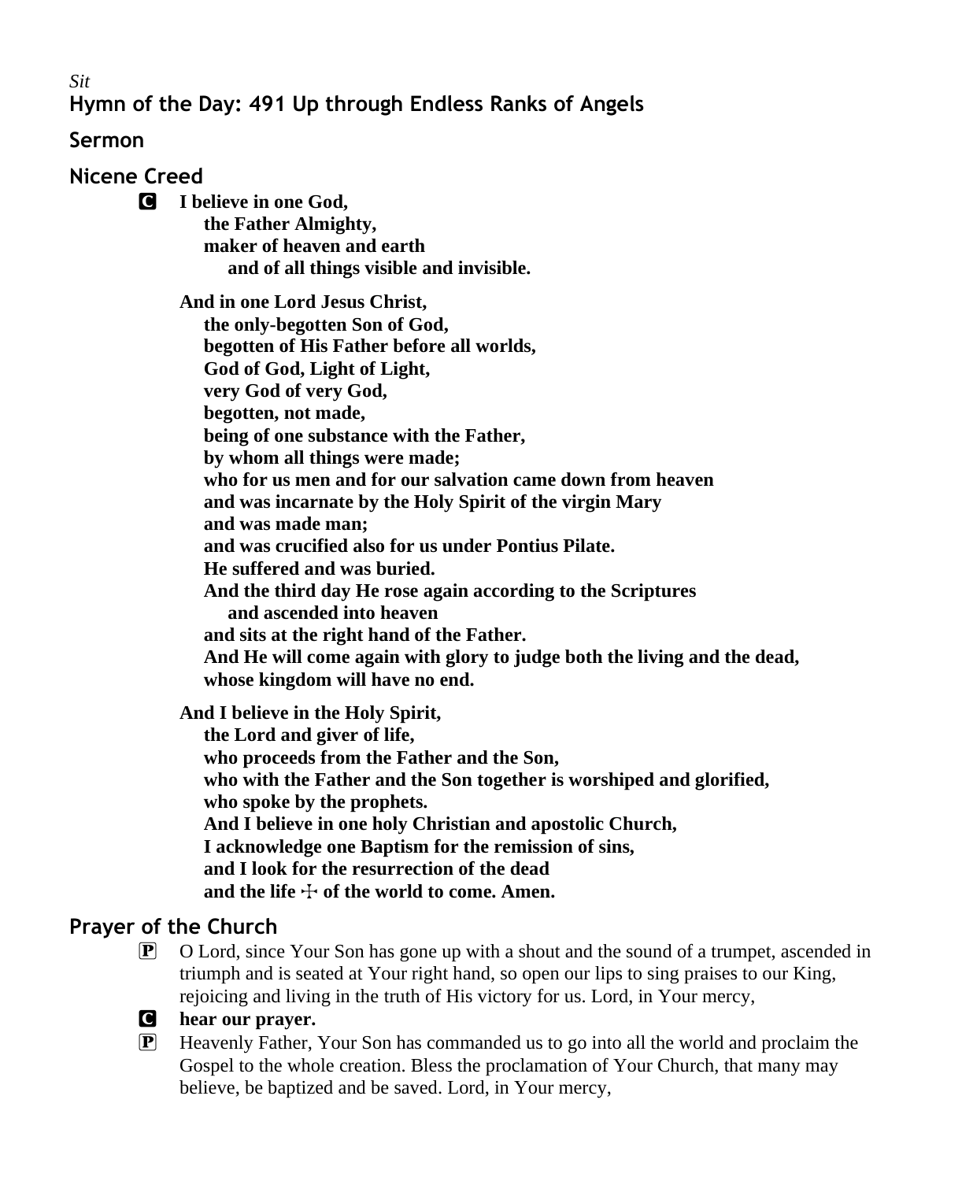*Sit*

## Hymn of the Day: 491 Up through Endless Ranks of Angels

## Sermon

## Nicene Creed

**C** **I believe in one God,**
**the Father Almighty,**
**maker of heaven and earth**
**and of all things visible and invisible.**

**And in one Lord Jesus Christ,**
**the only-begotten Son of God,**
**begotten of His Father before all worlds,**
**God of God, Light of Light,**
**very God of very God,**
**begotten, not made,**
**being of one substance with the Father,**
**by whom all things were made;**
**who for us men and for our salvation came down from heaven**
**and was incarnate by the Holy Spirit of the virgin Mary**
**and was made man;**
**and was crucified also for us under Pontius Pilate.**
**He suffered and was buried.**
**And the third day He rose again according to the Scriptures**
**and ascended into heaven**
**and sits at the right hand of the Father.**
**And He will come again with glory to judge both the living and the dead,**
**whose kingdom will have no end.**

**And I believe in the Holy Spirit,**
**the Lord and giver of life,**
**who proceeds from the Father and the Son,**
**who with the Father and the Son together is worshiped and glorified,**
**who spoke by the prophets.**
**And I believe in one holy Christian and apostolic Church,**
**I acknowledge one Baptism for the remission of sins,**
**and I look for the resurrection of the dead**
**and the life ☩ of the world to come. Amen.**

## Prayer of the Church

**P** O Lord, since Your Son has gone up with a shout and the sound of a trumpet, ascended in triumph and is seated at Your right hand, so open our lips to sing praises to our King, rejoicing and living in the truth of His victory for us. Lord, in Your mercy,

**C** **hear our prayer.**

**P** Heavenly Father, Your Son has commanded us to go into all the world and proclaim the Gospel to the whole creation. Bless the proclamation of Your Church, that many may believe, be baptized and be saved. Lord, in Your mercy,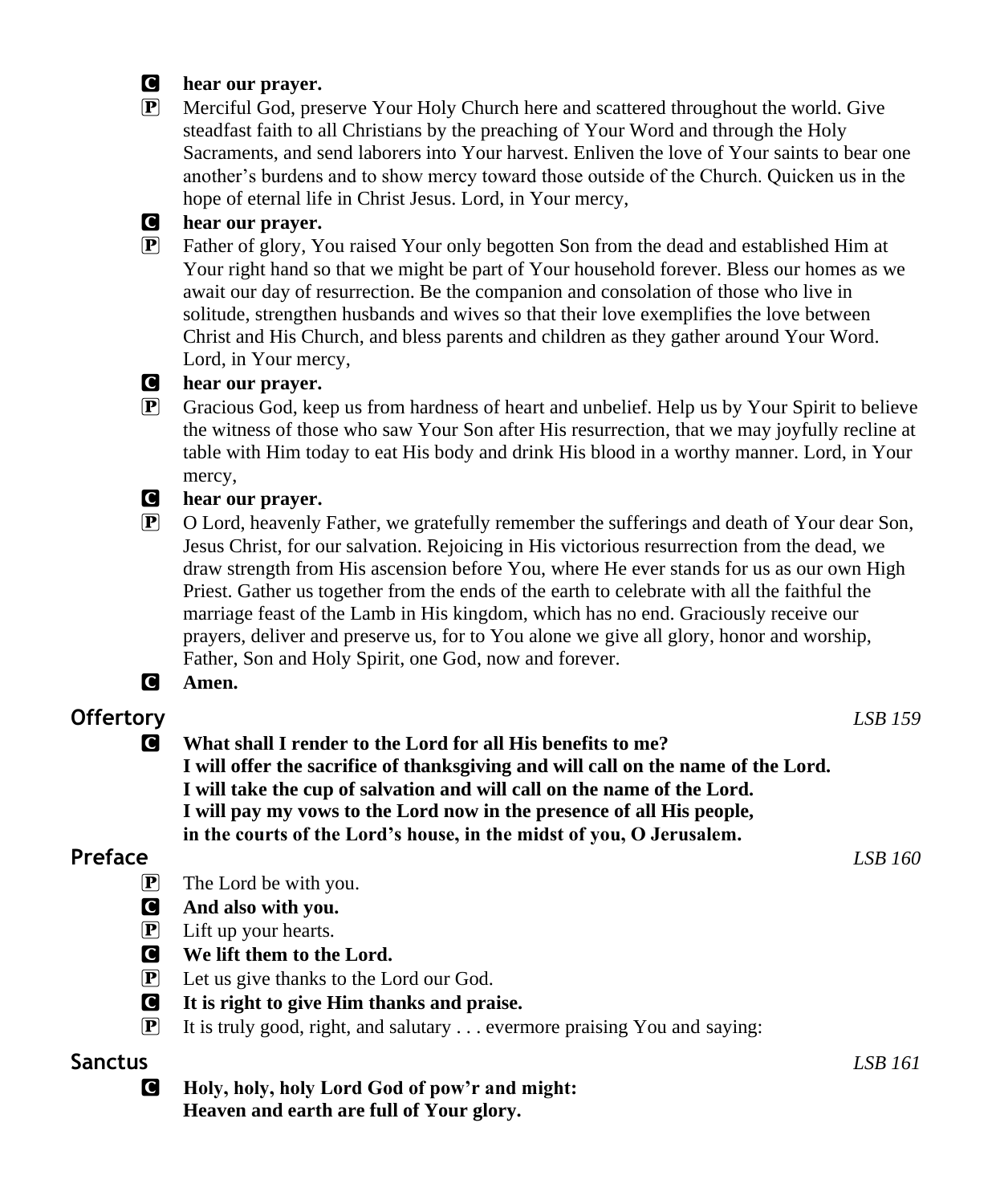**C** **hear our prayer.**

**P** Merciful God, preserve Your Holy Church here and scattered throughout the world. Give steadfast faith to all Christians by the preaching of Your Word and through the Holy Sacraments, and send laborers into Your harvest. Enliven the love of Your saints to bear one another's burdens and to show mercy toward those outside of the Church. Quicken us in the hope of eternal life in Christ Jesus. Lord, in Your mercy,

**C** **hear our prayer.**

**P** Father of glory, You raised Your only begotten Son from the dead and established Him at Your right hand so that we might be part of Your household forever. Bless our homes as we await our day of resurrection. Be the companion and consolation of those who live in solitude, strengthen husbands and wives so that their love exemplifies the love between Christ and His Church, and bless parents and children as they gather around Your Word. Lord, in Your mercy,

**C** **hear our prayer.**

**P** Gracious God, keep us from hardness of heart and unbelief. Help us by Your Spirit to believe the witness of those who saw Your Son after His resurrection, that we may joyfully recline at table with Him today to eat His body and drink His blood in a worthy manner. Lord, in Your mercy,

**C** **hear our prayer.**

**P** O Lord, heavenly Father, we gratefully remember the sufferings and death of Your dear Son, Jesus Christ, for our salvation. Rejoicing in His victorious resurrection from the dead, we draw strength from His ascension before You, where He ever stands for us as our own High Priest. Gather us together from the ends of the earth to celebrate with all the faithful the marriage feast of the Lamb in His kingdom, which has no end. Graciously receive our prayers, deliver and preserve us, for to You alone we give all glory, honor and worship, Father, Son and Holy Spirit, one God, now and forever.

**C** **Amen.**

## Offertory *LSB 159*

**C** **What shall I render to the Lord for all His benefits to me?**
**I will offer the sacrifice of thanksgiving and will call on the name of the Lord.**
**I will take the cup of salvation and will call on the name of the Lord.**
**I will pay my vows to the Lord now in the presence of all His people,**
**in the courts of the Lord's house, in the midst of you, O Jerusalem.**

## Preface *LSB 160*

**P** The Lord be with you.

**C** **And also with you.**

**P** Lift up your hearts.

**C** **We lift them to the Lord.**

**P** Let us give thanks to the Lord our God.

**C** **It is right to give Him thanks and praise.**

**P** It is truly good, right, and salutary . . . evermore praising You and saying:

## Sanctus *LSB 161*

**C** **Holy, holy, holy Lord God of pow'r and might:**
**Heaven and earth are full of Your glory.**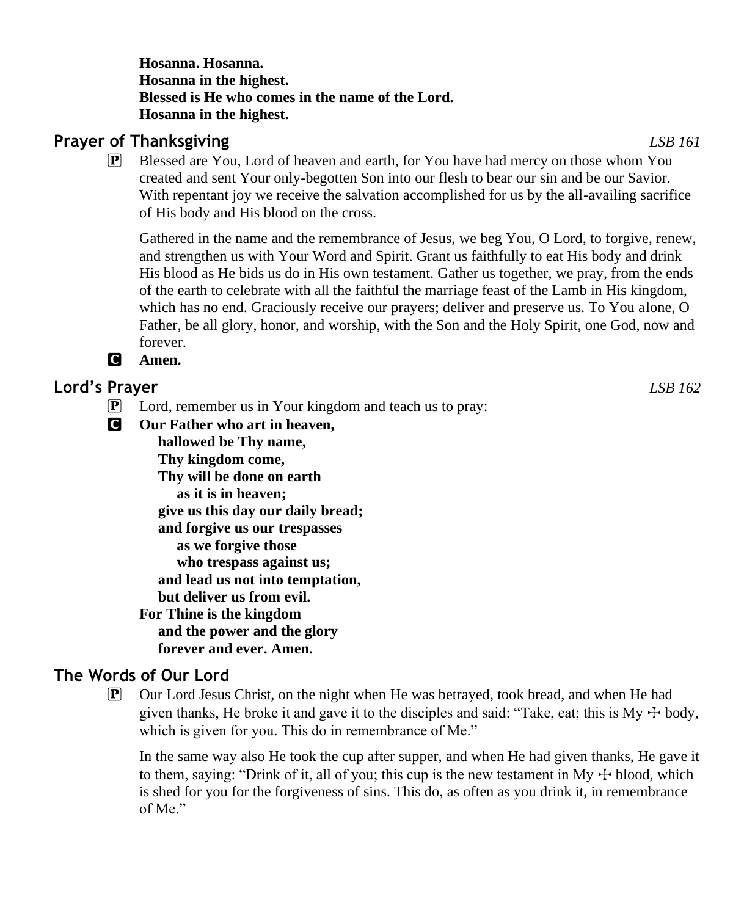**Hosanna. Hosanna.**
**Hosanna in the highest.**
**Blessed is He who comes in the name of the Lord.**
**Hosanna in the highest.**

## Prayer of Thanksgiving *LSB 161*

P Blessed are You, Lord of heaven and earth, for You have had mercy on those whom You created and sent Your only-begotten Son into our flesh to bear our sin and be our Savior. With repentant joy we receive the salvation accomplished for us by the all-availing sacrifice of His body and His blood on the cross.

Gathered in the name and the remembrance of Jesus, we beg You, O Lord, to forgive, renew, and strengthen us with Your Word and Spirit. Grant us faithfully to eat His body and drink His blood as He bids us do in His own testament. Gather us together, we pray, from the ends of the earth to celebrate with all the faithful the marriage feast of the Lamb in His kingdom, which has no end. Graciously receive our prayers; deliver and preserve us. To You alone, O Father, be all glory, honor, and worship, with the Son and the Holy Spirit, one God, now and forever.

C **Amen.**

## Lord's Prayer *LSB 162*

P Lord, remember us in Your kingdom and teach us to pray:

C **Our Father who art in heaven,**
**hallowed be Thy name,**
**Thy kingdom come,**
**Thy will be done on earth**
**as it is in heaven;**
**give us this day our daily bread;**
**and forgive us our trespasses**
**as we forgive those**
**who trespass against us;**
**and lead us not into temptation,**
**but deliver us from evil.**
**For Thine is the kingdom**
**and the power and the glory**
**forever and ever. Amen.**

## The Words of Our Lord

P Our Lord Jesus Christ, on the night when He was betrayed, took bread, and when He had given thanks, He broke it and gave it to the disciples and said: "Take, eat; this is My ☩ body, which is given for you. This do in remembrance of Me."

In the same way also He took the cup after supper, and when He had given thanks, He gave it to them, saying: "Drink of it, all of you; this cup is the new testament in My ☩ blood, which is shed for you for the forgiveness of sins. This do, as often as you drink it, in remembrance of Me."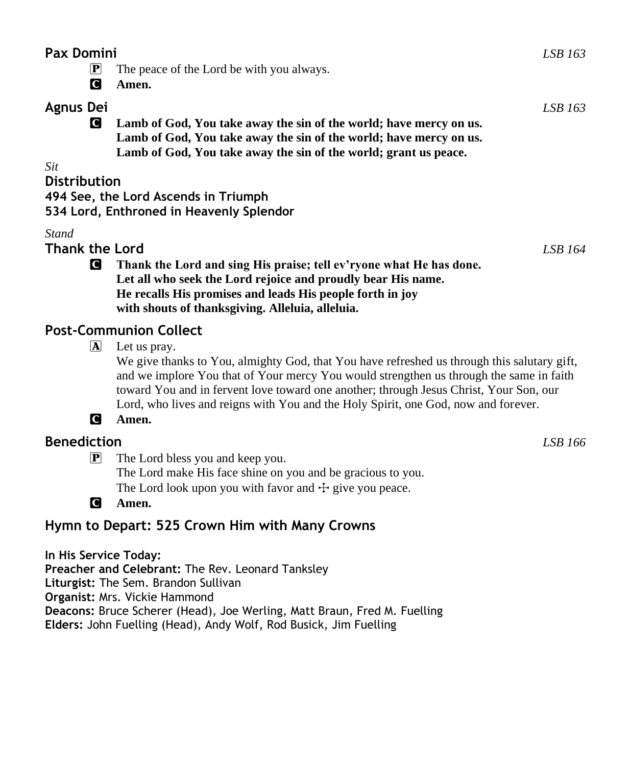## Pax Domini *LSB 163*

P The peace of the Lord be with you always.

C **Amen.**

## Agnus Dei *LSB 163*

C **Lamb of God, You take away the sin of the world; have mercy on us.**
**Lamb of God, You take away the sin of the world; have mercy on us.**
**Lamb of God, You take away the sin of the world; grant us peace.**

*Sit*

## Distribution

**494 See, the Lord Ascends in Triumph**
**534 Lord, Enthroned in Heavenly Splendor**

*Stand*

## Thank the Lord *LSB 164*

C **Thank the Lord and sing His praise; tell ev'ryone what He has done.**
**Let all who seek the Lord rejoice and proudly bear His name.**
**He recalls His promises and leads His people forth in joy**
**with shouts of thanksgiving. Alleluia, alleluia.**

## Post-Communion Collect

A Let us pray.
We give thanks to You, almighty God, that You have refreshed us through this salutary gift, and we implore You that of Your mercy You would strengthen us through the same in faith toward You and in fervent love toward one another; through Jesus Christ, Your Son, our Lord, who lives and reigns with You and the Holy Spirit, one God, now and forever.

C **Amen.**

## Benediction *LSB 166*

P The Lord bless you and keep you.
The Lord make His face shine on you and be gracious to you.
The Lord look upon you with favor and ☩ give you peace.

C **Amen.**

## Hymn to Depart: 525 Crown Him with Many Crowns

**In His Service Today:**
**Preacher and Celebrant:** The Rev. Leonard Tanksley
**Liturgist:** The Sem. Brandon Sullivan
**Organist:** Mrs. Vickie Hammond
**Deacons:** Bruce Scherer (Head), Joe Werling, Matt Braun, Fred M. Fuelling
**Elders:** John Fuelling (Head), Andy Wolf, Rod Busick, Jim Fuelling